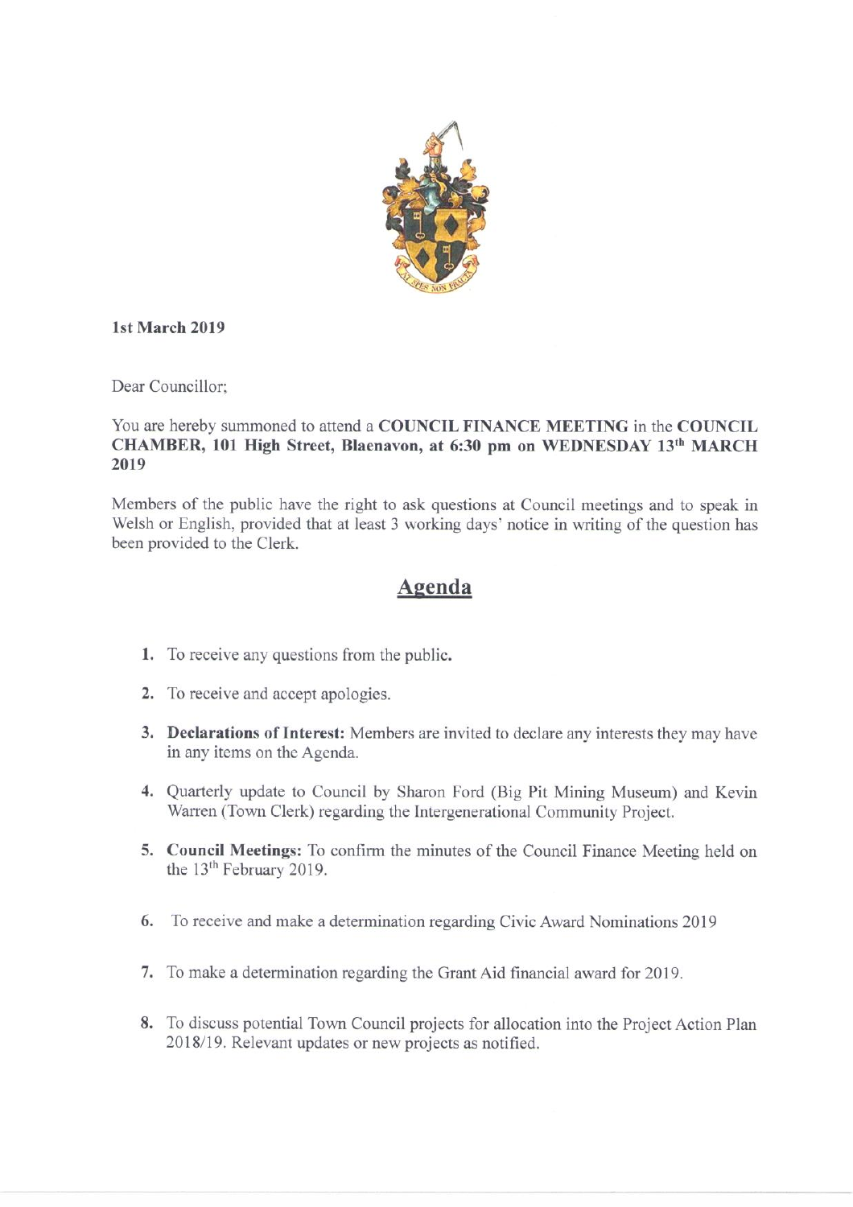**1st March 2019**

Dear Councillor;

You are hereby summoned to attend a **COUNCIL FINANCE MEETING** in the **COUNCIL CHAMBER, 101 High Street, Blaenavon, at 6:30 pm on WEDNESDAY 13th MARCH 2019**

Members of the public have the right to ask questions at Council meetings and to speak in Welsh or English, provided that at least 3 working days' notice in writing of the question has been provided to the Clerk.

## Agenda

1. To receive any questions from the public.

2. To receive and accept apologies.

3. **Declarations of Interest:** Members are invited to declare any interests they may have in any items on the Agenda.

4. Quarterly update to Council by Sharon Ford (Big Pit Mining Museum) and Kevin Warren (Town Clerk) regarding the Intergenerational Community Project.

5. **Council Meetings:** To confirm the minutes of the Council Finance Meeting held on the 13th February 2019.

6. To receive and make a determination regarding Civic Award Nominations 2019

7. To make a determination regarding the Grant Aid financial award for 2019.

8. To discuss potential Town Council projects for allocation into the Project Action Plan 2018/19. Relevant updates or new projects as notified.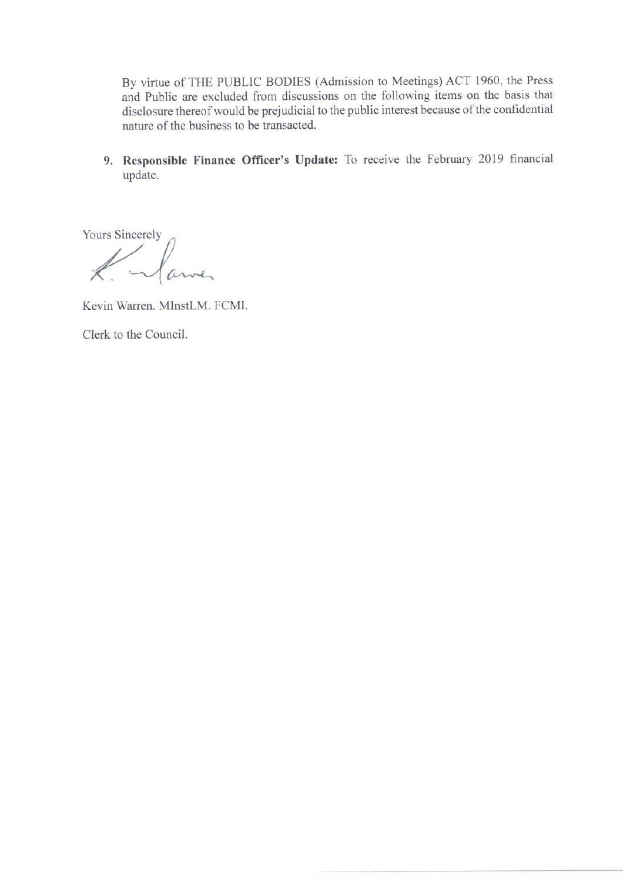By virtue of THE PUBLIC BODIES (Admission to Meetings) ACT 1960, the Press and Public are excluded from discussions on the following items on the basis that disclosure thereof would be prejudicial to the public interest because of the confidential nature of the business to be transacted.

9. **Responsible Finance Officer's Update:** To receive the February 2019 financial update.

Yours Sincerely

Kevin Warren. MInstLM. FCMI.

Clerk to the Council.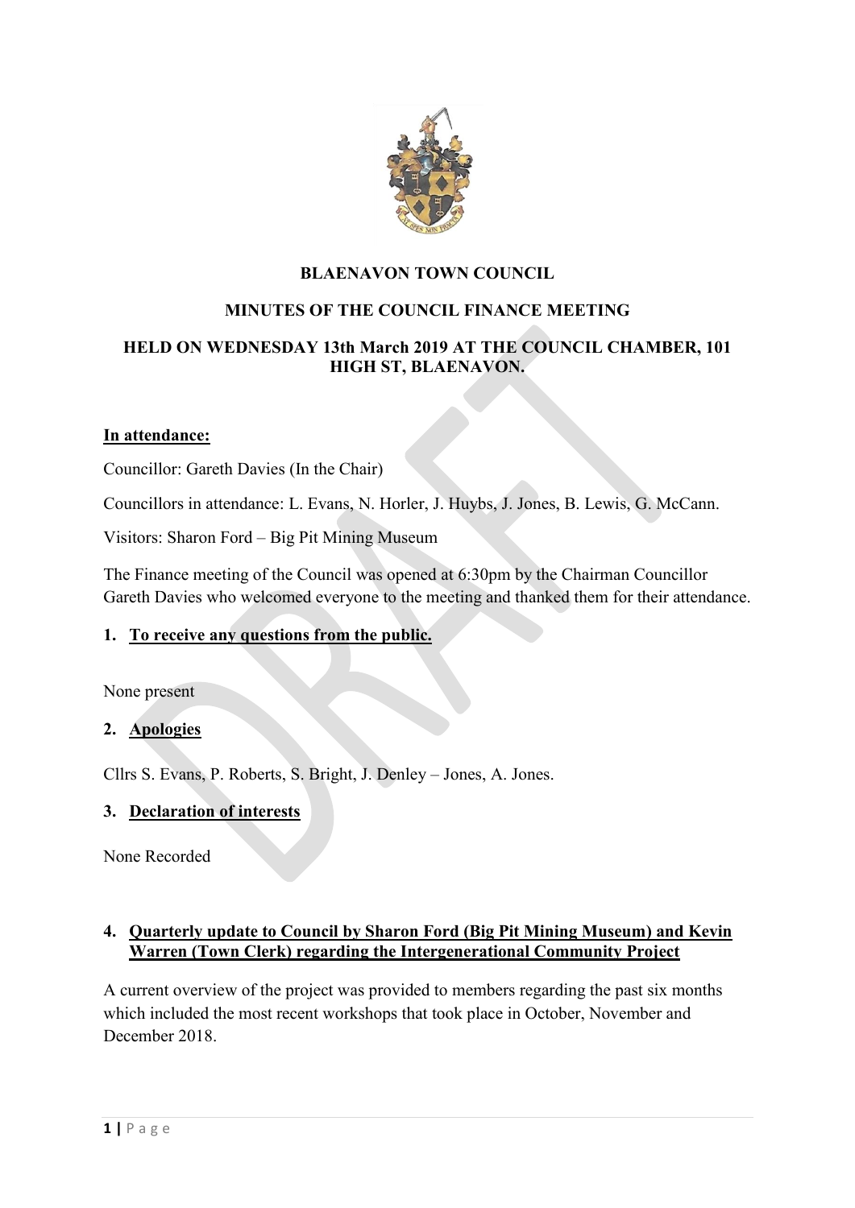**BLAENAVON TOWN COUNCIL**

**MINUTES OF THE COUNCIL FINANCE MEETING**

**HELD ON WEDNESDAY 13th March 2019 AT THE COUNCIL CHAMBER, 101 HIGH ST, BLAENAVON.**

**In attendance:**

Councillor: Gareth Davies (In the Chair)

Councillors in attendance: L. Evans, N. Horler, J. Huybs, J. Jones, B. Lewis, G. McCann.

Visitors: Sharon Ford – Big Pit Mining Museum

The Finance meeting of the Council was opened at 6:30pm by the Chairman Councillor Gareth Davies who welcomed everyone to the meeting and thanked them for their attendance.

1. **To receive any questions from the public.**

None present

2. **Apologies**

Cllrs S. Evans, P. Roberts, S. Bright, J. Denley – Jones, A. Jones.

3. **Declaration of interests**

None Recorded

4. **Quarterly update to Council by Sharon Ford (Big Pit Mining Museum) and Kevin Warren (Town Clerk) regarding the Intergenerational Community Project**

A current overview of the project was provided to members regarding the past six months which included the most recent workshops that took place in October, November and December 2018.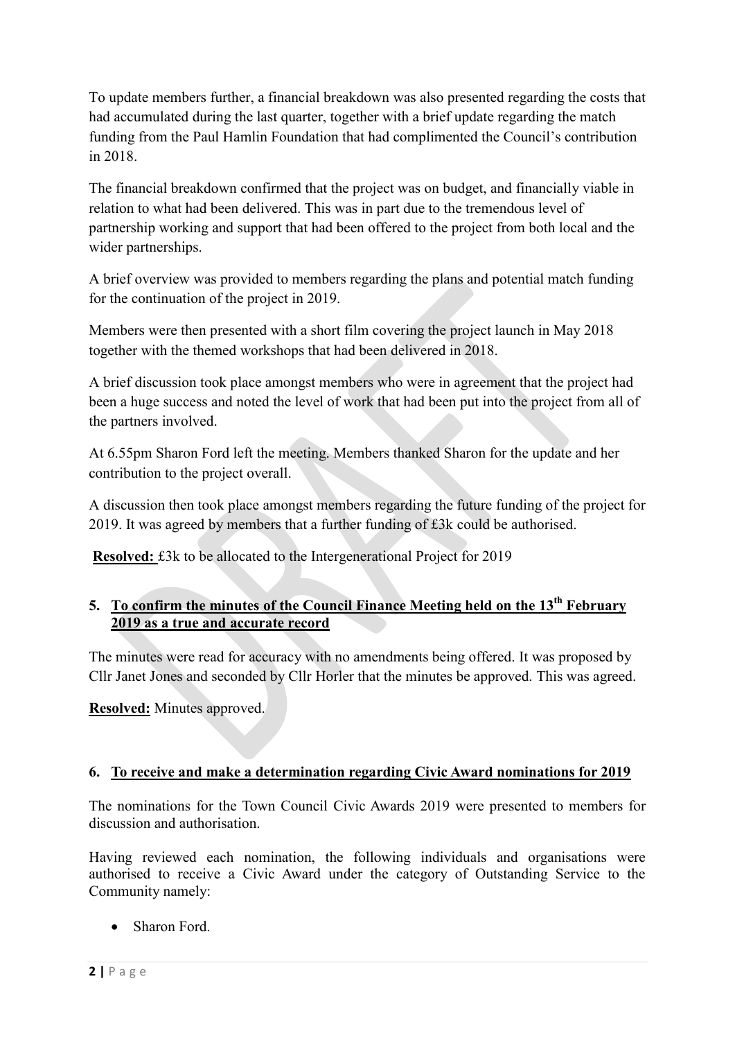To update members further, a financial breakdown was also presented regarding the costs that had accumulated during the last quarter, together with a brief update regarding the match funding from the Paul Hamlin Foundation that had complimented the Council's contribution in 2018.

The financial breakdown confirmed that the project was on budget, and financially viable in relation to what had been delivered. This was in part due to the tremendous level of partnership working and support that had been offered to the project from both local and the wider partnerships.

A brief overview was provided to members regarding the plans and potential match funding for the continuation of the project in 2019.

Members were then presented with a short film covering the project launch in May 2018 together with the themed workshops that had been delivered in 2018.

A brief discussion took place amongst members who were in agreement that the project had been a huge success and noted the level of work that had been put into the project from all of the partners involved.

At 6.55pm Sharon Ford left the meeting. Members thanked Sharon for the update and her contribution to the project overall.

A discussion then took place amongst members regarding the future funding of the project for 2019. It was agreed by members that a further funding of £3k could be authorised.

**Resolved:** £3k to be allocated to the Intergenerational Project for 2019

## 5. To confirm the minutes of the Council Finance Meeting held on the 13th February 2019 as a true and accurate record

The minutes were read for accuracy with no amendments being offered. It was proposed by Cllr Janet Jones and seconded by Cllr Horler that the minutes be approved. This was agreed.

**Resolved:** Minutes approved.

## 6. To receive and make a determination regarding Civic Award nominations for 2019

The nominations for the Town Council Civic Awards 2019 were presented to members for discussion and authorisation.

Having reviewed each nomination, the following individuals and organisations were authorised to receive a Civic Award under the category of Outstanding Service to the Community namely:

- Sharon Ford.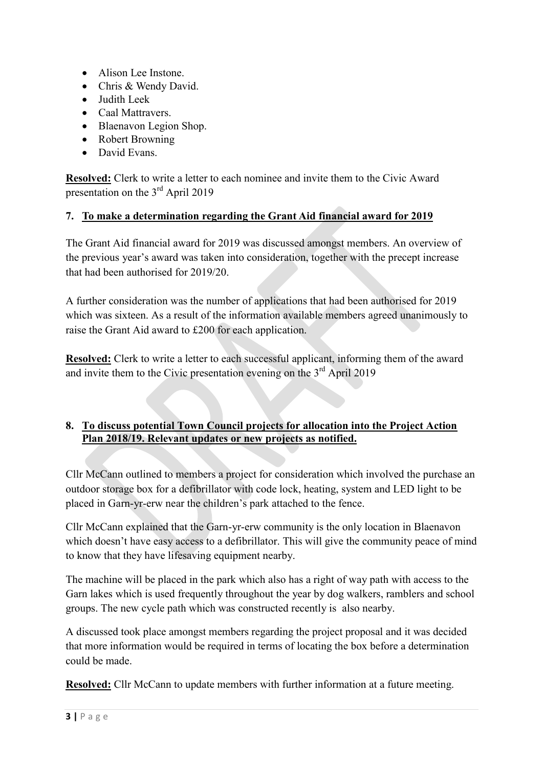- Alison Lee Instone.
- Chris & Wendy David.
- Judith Leek
- Caal Mattravers.
- Blaenavon Legion Shop.
- Robert Browning
- David Evans.

**Resolved:** Clerk to write a letter to each nominee and invite them to the Civic Award presentation on the 3rd April 2019

**7. To make a determination regarding the Grant Aid financial award for 2019**

The Grant Aid financial award for 2019 was discussed amongst members. An overview of the previous year's award was taken into consideration, together with the precept increase that had been authorised for 2019/20.

A further consideration was the number of applications that had been authorised for 2019 which was sixteen. As a result of the information available members agreed unanimously to raise the Grant Aid award to £200 for each application.

**Resolved:** Clerk to write a letter to each successful applicant, informing them of the award and invite them to the Civic presentation evening on the 3rd April 2019

**8. To discuss potential Town Council projects for allocation into the Project Action Plan 2018/19. Relevant updates or new projects as notified.**

Cllr McCann outlined to members a project for consideration which involved the purchase an outdoor storage box for a defibrillator with code lock, heating, system and LED light to be placed in Garn-yr-erw near the children's park attached to the fence.

Cllr McCann explained that the Garn-yr-erw community is the only location in Blaenavon which doesn't have easy access to a defibrillator. This will give the community peace of mind to know that they have lifesaving equipment nearby.

The machine will be placed in the park which also has a right of way path with access to the Garn lakes which is used frequently throughout the year by dog walkers, ramblers and school groups. The new cycle path which was constructed recently is also nearby.

A discussed took place amongst members regarding the project proposal and it was decided that more information would be required in terms of locating the box before a determination could be made.

**Resolved:** Cllr McCann to update members with further information at a future meeting.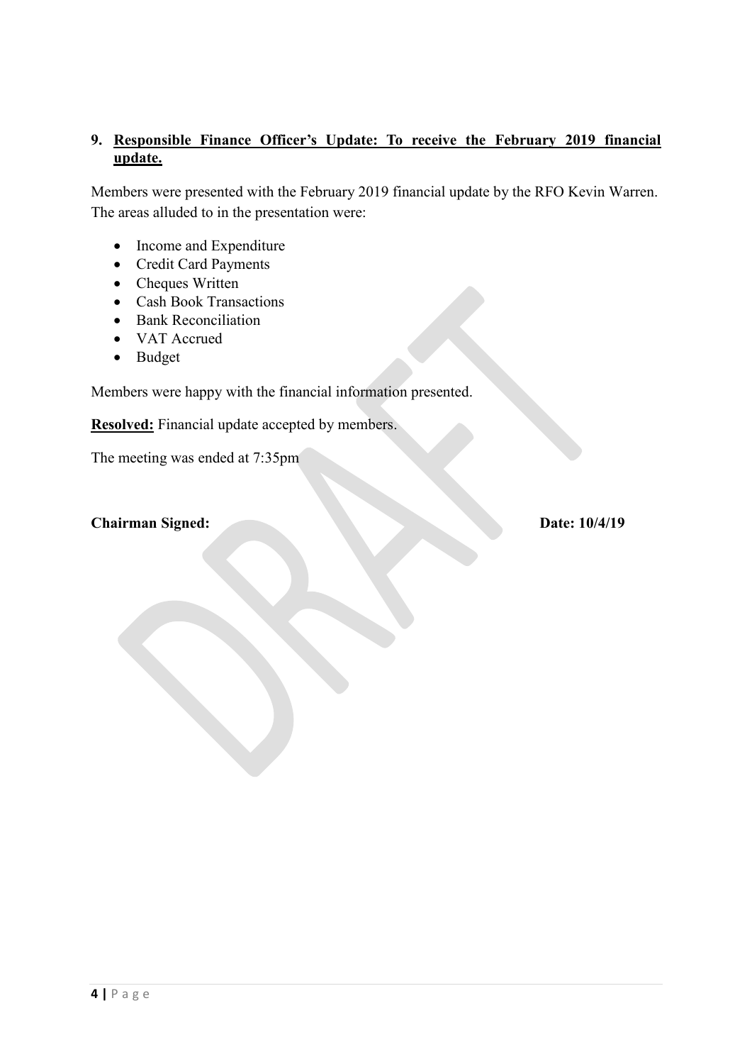**9. <u>Responsible Finance Officer's Update: To receive the February 2019 financial update.</u>**

Members were presented with the February 2019 financial update by the RFO Kevin Warren. The areas alluded to in the presentation were:

- Income and Expenditure
- Credit Card Payments
- Cheques Written
- Cash Book Transactions
- Bank Reconciliation
- VAT Accrued
- Budget

Members were happy with the financial information presented.

**<u>Resolved:</u>** Financial update accepted by members.

The meeting was ended at 7:35pm

**Chairman Signed:** **Date: 10/4/19**